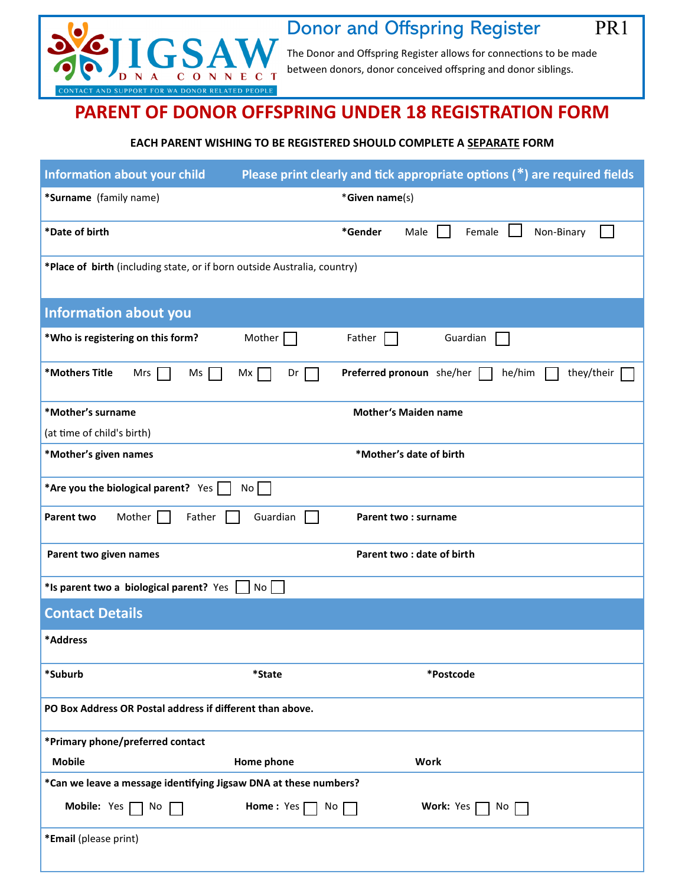JIGSAW DNA CONNECT

CONTACT AND SUPPORT FOR WA DONOR RELATED PEOPLE

# Donor and Offspring Register

PR1

The Donor and Offspring Register allows for connections to be made between donors, donor conceived offspring and donor siblings.

# PARENT OF DONOR OFFSPRING UNDER 18 REGISTRATION FORM

**EACH PARENT WISHING TO BE REGISTERED SHOULD COMPLETE A SEPARATE FORM**

## Information about your child

**Please print clearly and tick appropriate options (*) are required fields**

**\*Surname** (family name)

**\*Given name**(s)

**\*Date of birth**

**\*Gender** Male ☐ Female ☐ Non-Binary ☐

**\*Place of birth** (including state, or if born outside Australia, country)

## Information about you

**\*Who is registering on this form?** Mother ☐ Father ☐ Guardian ☐

**\*Mothers Title** Mrs ☐ Ms ☐ Mx ☐ Dr ☐

**Preferred pronoun** she/her ☐ he/him ☐ they/their ☐

**\*Mother's surname** (at time of child's birth)

**Mother's Maiden name**

**\*Mother's given names**

**\*Mother's date of birth**

**\*Are you the biological parent?** Yes ☐ No ☐

**Parent two** Mother ☐ Father ☐ Guardian ☐

**Parent two : surname**

**Parent two given names**

**Parent two : date of birth**

**\*Is parent two a biological parent?** Yes ☐ No ☐

## Contact Details

**\*Address**

**\*Suburb**

**\*State**

**\*Postcode**

**PO Box Address OR Postal address if different than above.**

**\*Primary phone/preferred contact**

**Mobile**

**Home phone**

**Work**

**\*Can we leave a message identifying Jigsaw DNA at these numbers?**

**Mobile:** Yes ☐ No ☐

**Home :** Yes ☐ No ☐

**Work:** Yes ☐ No ☐

**\*Email** (please print)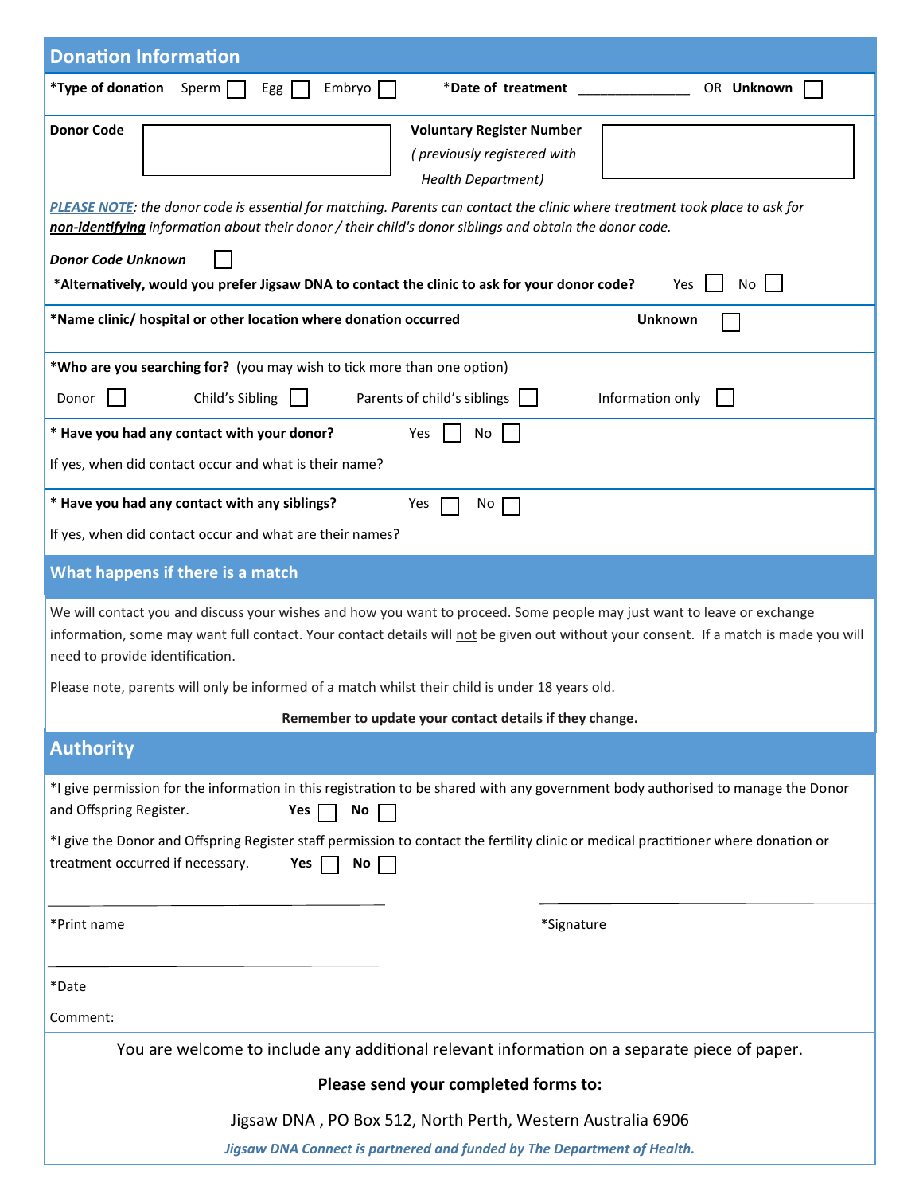## Donation Information

**\*Type of donation** Sperm ☐ Egg ☐ Embryo ☐ \***Date of treatment** _______________ OR **Unknown** ☐

**Donor Code** ______________________

**Voluntary Register Number** *(previously registered with Health Department)* ______________________

*PLEASE NOTE: the donor code is essential for matching. Parents can contact the clinic where treatment took place to ask for **non-identifying** information about their donor / their child's donor siblings and obtain the donor code.*

***Donor Code Unknown*** ☐

\***Alternatively, would you prefer Jigsaw DNA to contact the clinic to ask for your donor code?** Yes ☐ No ☐

**\*Name clinic/ hospital or other location where donation occurred** **Unknown** ☐

**\*Who are you searching for?** (you may wish to tick more than one option)

Donor ☐ Child's Sibling ☐ Parents of child's siblings ☐ Information only ☐

**\* Have you had any contact with your donor?** Yes ☐ No ☐

If yes, when did contact occur and what is their name?

**\* Have you had any contact with any siblings?** Yes ☐ No ☐

If yes, when did contact occur and what are their names?

## What happens if there is a match

We will contact you and discuss your wishes and how you want to proceed. Some people may just want to leave or exchange information, some may want full contact. Your contact details will not be given out without your consent. If a match is made you will need to provide identification.

Please note, parents will only be informed of a match whilst their child is under 18 years old.

**Remember to update your contact details if they change.**

## Authority

\*I give permission for the information in this registration to be shared with any government body authorised to manage the Donor and Offspring Register. **Yes** ☐ **No** ☐

\*I give the Donor and Offspring Register staff permission to contact the fertility clinic or medical practitioner where donation or treatment occurred if necessary. **Yes** ☐ **No** ☐

______________________ ______________________

\*Print name \*Signature

______________________

\*Date

Comment:

You are welcome to include any additional relevant information on a separate piece of paper.

**Please send your completed forms to:**

Jigsaw DNA , PO Box 512, North Perth, Western Australia 6906

***Jigsaw DNA Connect is partnered and funded by The Department of Health.***